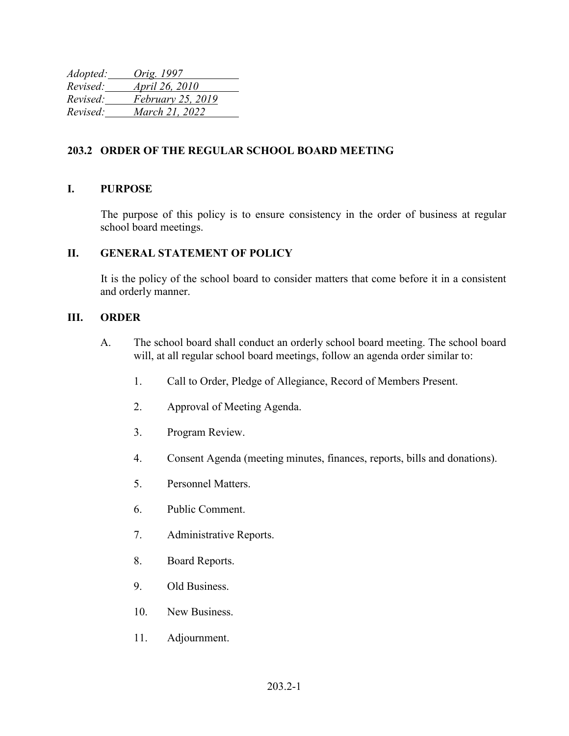*Adopted: Orig. 1997*
*Revised: April 26, 2010*
*Revised: February 25, 2019*
*Revised: March 21, 2022*

## 203.2 ORDER OF THE REGULAR SCHOOL BOARD MEETING

### I. PURPOSE

The purpose of this policy is to ensure consistency in the order of business at regular school board meetings.

### II. GENERAL STATEMENT OF POLICY

It is the policy of the school board to consider matters that come before it in a consistent and orderly manner.

### III. ORDER

A. The school board shall conduct an orderly school board meeting. The school board will, at all regular school board meetings, follow an agenda order similar to:

1. Call to Order, Pledge of Allegiance, Record of Members Present.
2. Approval of Meeting Agenda.
3. Program Review.
4. Consent Agenda (meeting minutes, finances, reports, bills and donations).
5. Personnel Matters.
6. Public Comment.
7. Administrative Reports.
8. Board Reports.
9. Old Business.
10. New Business.
11. Adjournment.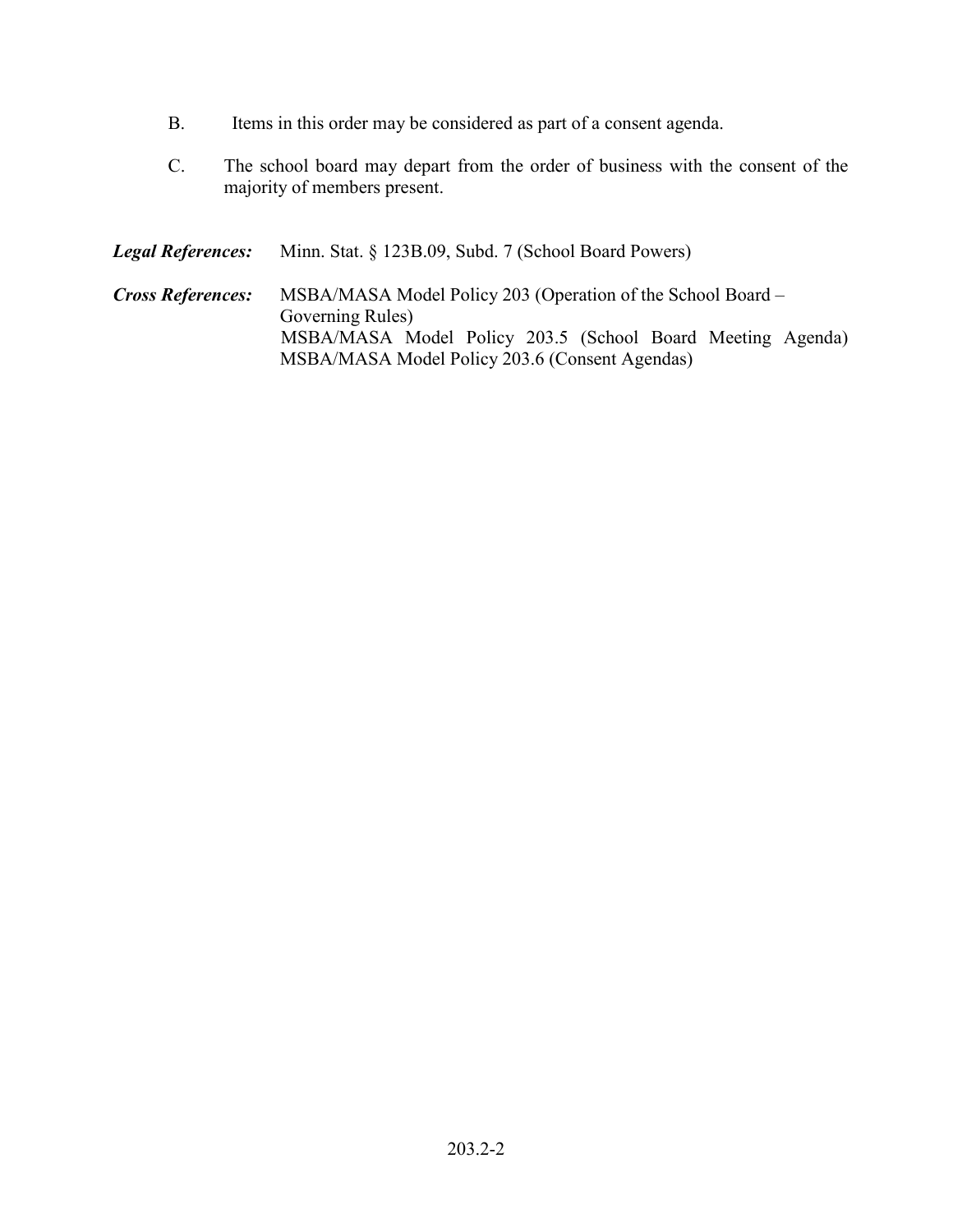B. Items in this order may be considered as part of a consent agenda.

C. The school board may depart from the order of business with the consent of the majority of members present.

***Legal References:*** Minn. Stat. § 123B.09, Subd. 7 (School Board Powers)

***Cross References:*** MSBA/MASA Model Policy 203 (Operation of the School Board – Governing Rules)
MSBA/MASA Model Policy 203.5 (School Board Meeting Agenda)
MSBA/MASA Model Policy 203.6 (Consent Agendas)